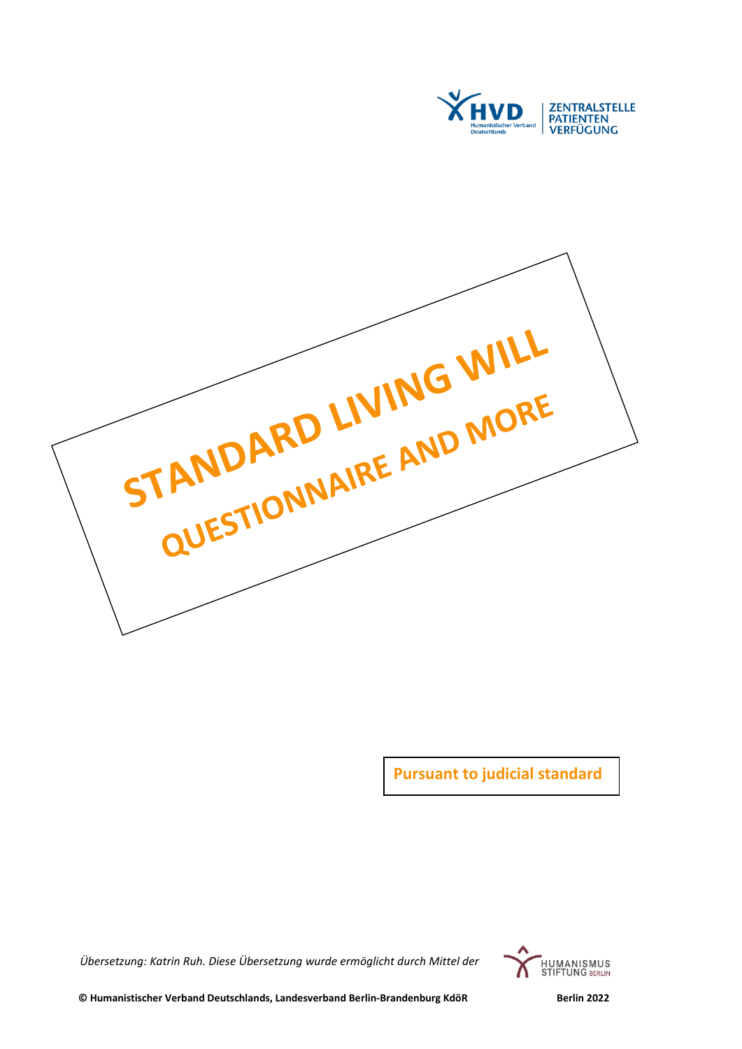ZENTRALSTELLE PATIENTENVERFÜGUNG

# STANDARD LIVING WILL

## QUESTIONNAIRE AND MORE

**Pursuant to judicial standard**

*Übersetzung: Katrin Ruh. Diese Übersetzung wurde ermöglicht durch Mittel der* HUMANISMUS STIFTUNG BERLIN

**© Humanistischer Verband Deutschlands, Landesverband Berlin-Brandenburg KdöR** **Berlin 2022**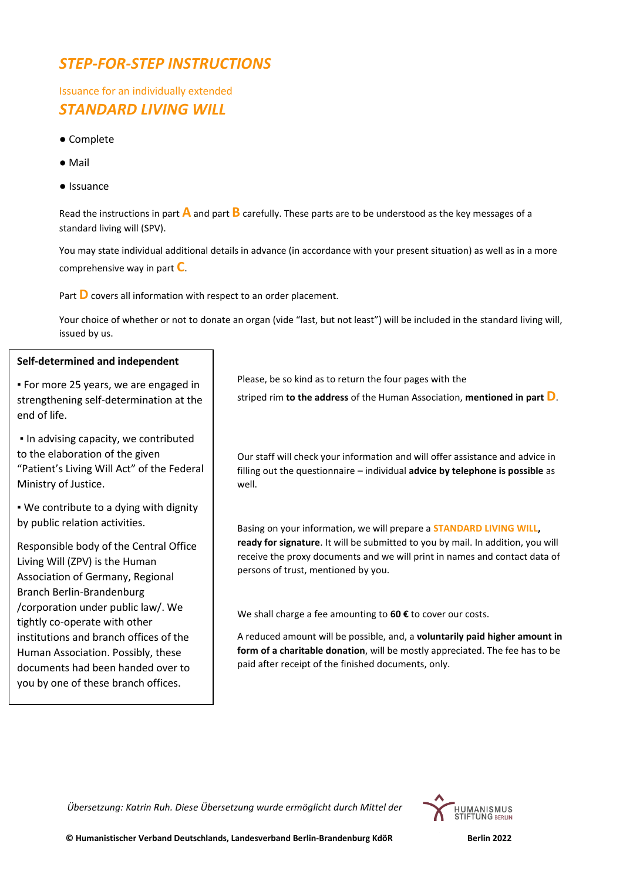# *STEP-FOR-STEP INSTRUCTIONS*

Issuance for an individually extended

## *STANDARD LIVING WILL*

- Complete
- Mail
- Issuance

Read the instructions in part **A** and part **B** carefully. These parts are to be understood as the key messages of a standard living will (SPV).

You may state individual additional details in advance (in accordance with your present situation) as well as in a more comprehensive way in part **C**.

Part **D** covers all information with respect to an order placement.

Your choice of whether or not to donate an organ (vide "last, but not least") will be included in the standard living will, issued by us.

**Self-determined and independent**

▪ For more 25 years, we are engaged in strengthening self-determination at the end of life.

▪ In advising capacity, we contributed to the elaboration of the given "Patient's Living Will Act" of the Federal Ministry of Justice.

▪ We contribute to a dying with dignity by public relation activities.

Responsible body of the Central Office Living Will (ZPV) is the Human Association of Germany, Regional Branch Berlin-Brandenburg /corporation under public law/. We tightly co-operate with other institutions and branch offices of the Human Association. Possibly, these documents had been handed over to you by one of these branch offices.

Please, be so kind as to return the four pages with the striped rim **to the address** of the Human Association, **mentioned in part D**.

Our staff will check your information and will offer assistance and advice in filling out the questionnaire – individual **advice by telephone is possible** as well.

Basing on your information, we will prepare a **STANDARD LIVING WILL, ready for signature**. It will be submitted to you by mail. In addition, you will receive the proxy documents and we will print in names and contact data of persons of trust, mentioned by you.

We shall charge a fee amounting to **60 €** to cover our costs.

A reduced amount will be possible, and, a **voluntarily paid higher amount in form of a charitable donation**, will be mostly appreciated. The fee has to be paid after receipt of the finished documents, only.

*Übersetzung: Katrin Ruh. Diese Übersetzung wurde ermöglicht durch Mittel der* HUMANISMUS STIFTUNG BERLIN

**© Humanistischer Verband Deutschlands, Landesverband Berlin-Brandenburg KdöR** **Berlin 2022**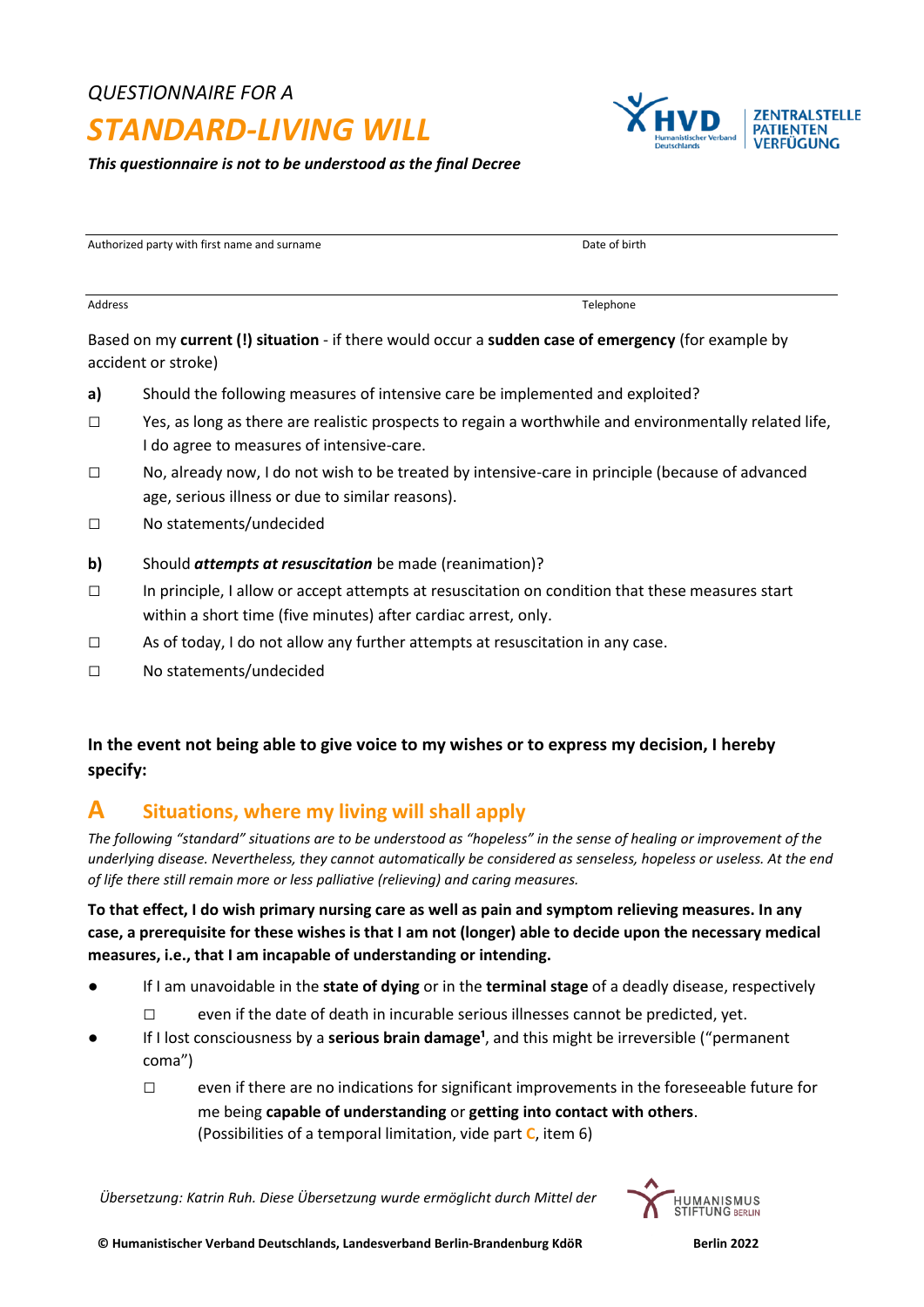*QUESTIONNAIRE FOR A*

# *STANDARD-LIVING WILL*

***This questionnaire is not to be understood as the final Decree***

HVD Humanistischer Verband Deutschlands | ZENTRALSTELLE PATIENTENVERFÜGUNG

| Authorized party with first name and surname | Date of birth |
|---|---|
| Address | Telephone |

Based on my **current (!) situation** - if there would occur a **sudden case of emergency** (for example by accident or stroke)

**a)** Should the following measures of intensive care be implemented and exploited?

☐ Yes, as long as there are realistic prospects to regain a worthwhile and environmentally related life, I do agree to measures of intensive-care.

☐ No, already now, I do not wish to be treated by intensive-care in principle (because of advanced age, serious illness or due to similar reasons).

☐ No statements/undecided

**b)** Should ***attempts at resuscitation*** be made (reanimation)?

☐ In principle, I allow or accept attempts at resuscitation on condition that these measures start within a short time (five minutes) after cardiac arrest, only.

☐ As of today, I do not allow any further attempts at resuscitation in any case.

☐ No statements/undecided

**In the event not being able to give voice to my wishes or to express my decision, I hereby specify:**

## A Situations, where my living will shall apply

*The following "standard" situations are to be understood as "hopeless" in the sense of healing or improvement of the underlying disease. Nevertheless, they cannot automatically be considered as senseless, hopeless or useless. At the end of life there still remain more or less palliative (relieving) and caring measures.*

**To that effect, I do wish primary nursing care as well as pain and symptom relieving measures. In any case, a prerequisite for these wishes is that I am not (longer) able to decide upon the necessary medical measures, i.e., that I am incapable of understanding or intending.**

- If I am unavoidable in the **state of dying** or in the **terminal stage** of a deadly disease, respectively
  - ☐ even if the date of death in incurable serious illnesses cannot be predicted, yet.
- If I lost consciousness by a **serious brain damage**[1], and this might be irreversible ("permanent coma")
  - ☐ even if there are no indications for significant improvements in the foreseeable future for me being **capable of understanding** or **getting into contact with others**. (Possibilities of a temporal limitation, vide part **C**, item 6)

*Übersetzung: Katrin Ruh. Diese Übersetzung wurde ermöglicht durch Mittel der* HUMANISMUS STIFTUNG BERLIN

**© Humanistischer Verband Deutschlands, Landesverband Berlin-Brandenburg KdöR** **Berlin 2022**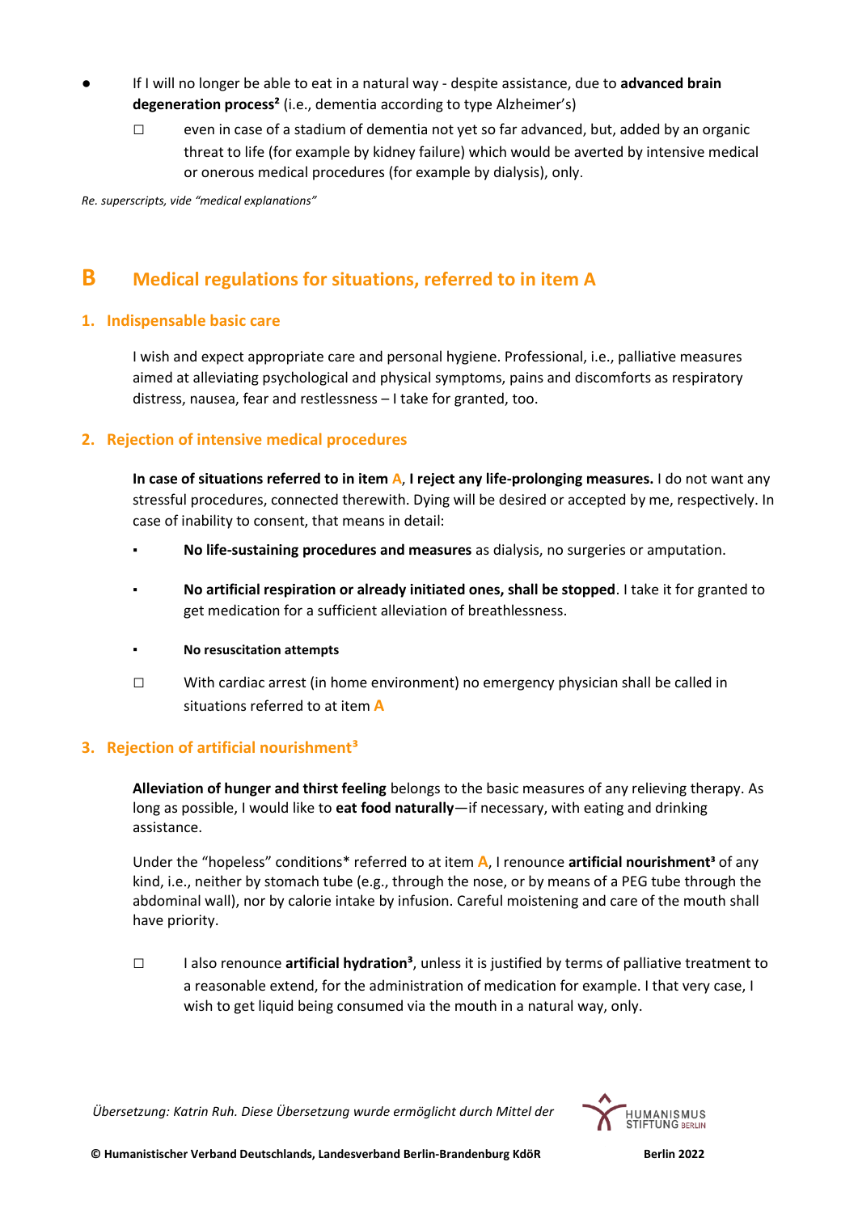- If I will no longer be able to eat in a natural way - despite assistance, due to **advanced brain degeneration process²** (i.e., dementia according to type Alzheimer's)

  ☐ even in case of a stadium of dementia not yet so far advanced, but, added by an organic threat to life (for example by kidney failure) which would be averted by intensive medical or onerous medical procedures (for example by dialysis), only.

*Re. superscripts, vide "medical explanations"*

## B Medical regulations for situations, referred to in item A

### 1. Indispensable basic care

I wish and expect appropriate care and personal hygiene. Professional, i.e., palliative measures aimed at alleviating psychological and physical symptoms, pains and discomforts as respiratory distress, nausea, fear and restlessness – I take for granted, too.

### 2. Rejection of intensive medical procedures

**In case of situations referred to in item A, I reject any life-prolonging measures.** I do not want any stressful procedures, connected therewith. Dying will be desired or accepted by me, respectively. In case of inability to consent, that means in detail:

- **No life-sustaining procedures and measures** as dialysis, no surgeries or amputation.
- **No artificial respiration or already initiated ones, shall be stopped**. I take it for granted to get medication for a sufficient alleviation of breathlessness.
- **No resuscitation attempts**

☐ With cardiac arrest (in home environment) no emergency physician shall be called in situations referred to at item **A**

### 3. Rejection of artificial nourishment³

**Alleviation of hunger and thirst feeling** belongs to the basic measures of any relieving therapy. As long as possible, I would like to **eat food naturally**—if necessary, with eating and drinking assistance.

Under the "hopeless" conditions* referred to at item **A**, I renounce **artificial nourishment³** of any kind, i.e., neither by stomach tube (e.g., through the nose, or by means of a PEG tube through the abdominal wall), nor by calorie intake by infusion. Careful moistening and care of the mouth shall have priority.

☐ I also renounce **artificial hydration³**, unless it is justified by terms of palliative treatment to a reasonable extend, for the administration of medication for example. I that very case, I wish to get liquid being consumed via the mouth in a natural way, only.

*Übersetzung: Katrin Ruh. Diese Übersetzung wurde ermöglicht durch Mittel der* HUMANISMUS STIFTUNG BERLIN

**© Humanistischer Verband Deutschlands, Landesverband Berlin-Brandenburg KdöR** **Berlin 2022**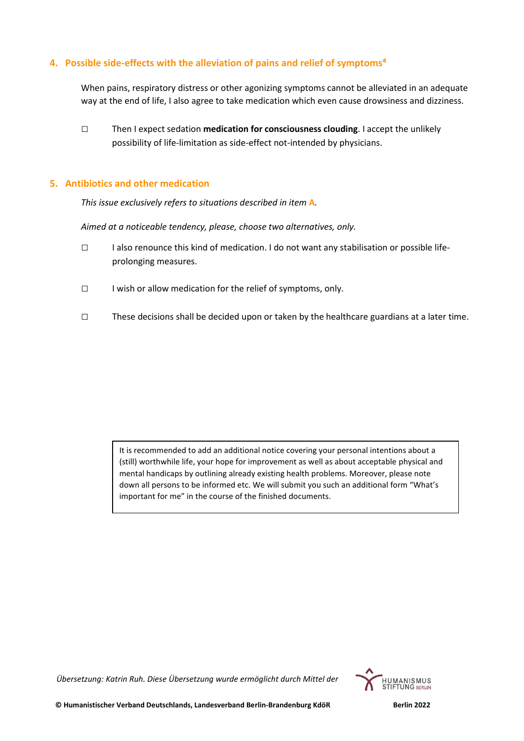## 4. Possible side-effects with the alleviation of pains and relief of symptoms[4]

When pains, respiratory distress or other agonizing symptoms cannot be alleviated in an adequate way at the end of life, I also agree to take medication which even cause drowsiness and dizziness.

☐ Then I expect sedation **medication for consciousness clouding**. I accept the unlikely possibility of life-limitation as side-effect not-intended by physicians.

## 5. Antibiotics and other medication

*This issue exclusively refers to situations described in item* **A**.

*Aimed at a noticeable tendency, please, choose two alternatives, only.*

☐ I also renounce this kind of medication. I do not want any stabilisation or possible life-prolonging measures.

☐ I wish or allow medication for the relief of symptoms, only.

☐ These decisions shall be decided upon or taken by the healthcare guardians at a later time.

> It is recommended to add an additional notice covering your personal intentions about a (still) worthwhile life, your hope for improvement as well as about acceptable physical and mental handicaps by outlining already existing health problems. Moreover, please note down all persons to be informed etc. We will submit you such an additional form "What's important for me" in the course of the finished documents.

*Übersetzung: Katrin Ruh. Diese Übersetzung wurde ermöglicht durch Mittel der* HUMANISMUS STIFTUNG BERLIN

**© Humanistischer Verband Deutschlands, Landesverband Berlin-Brandenburg KdöR** **Berlin 2022**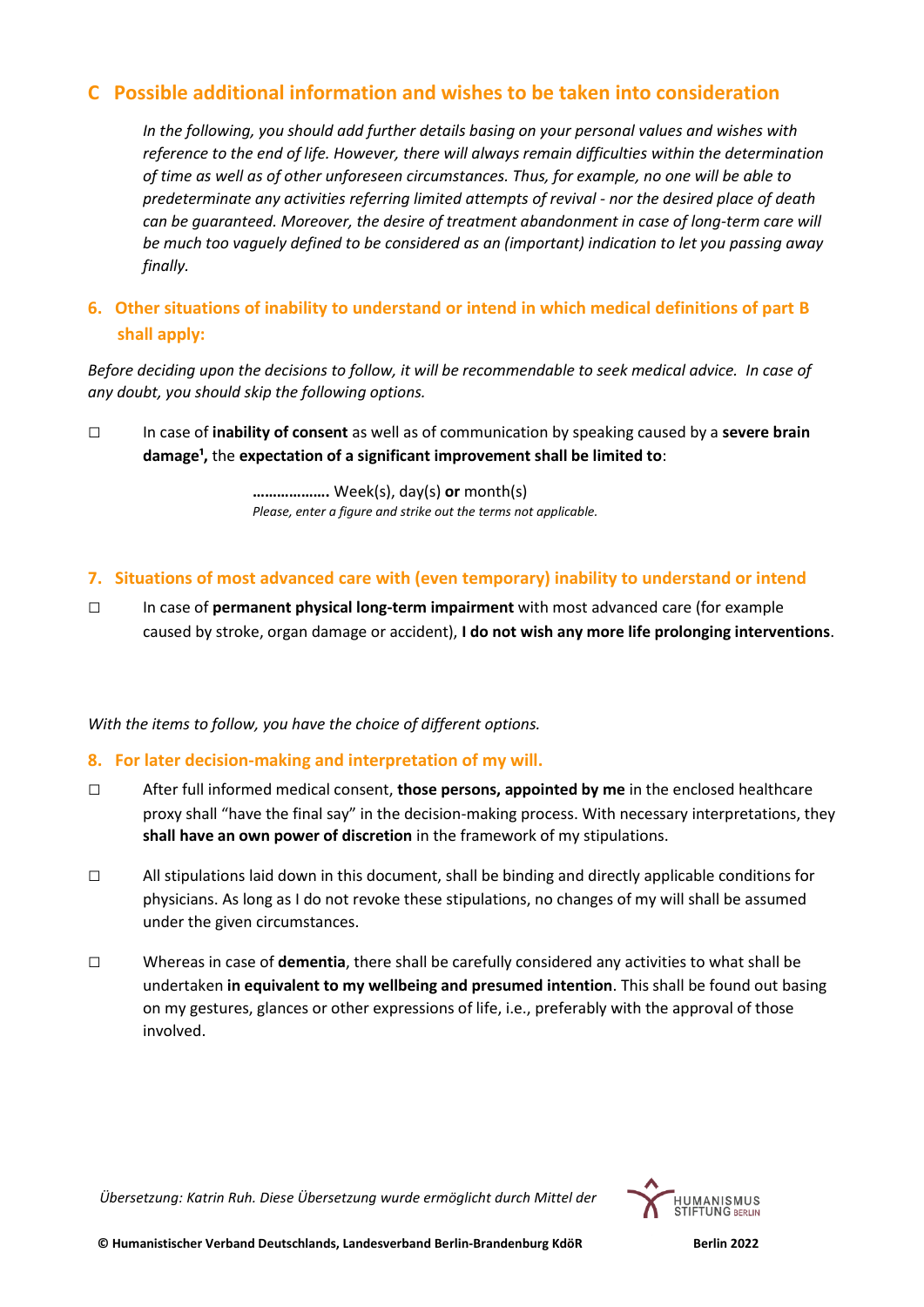## C Possible additional information and wishes to be taken into consideration

*In the following, you should add further details basing on your personal values and wishes with reference to the end of life. However, there will always remain difficulties within the determination of time as well as of other unforeseen circumstances. Thus, for example, no one will be able to predeterminate any activities referring limited attempts of revival - nor the desired place of death can be guaranteed. Moreover, the desire of treatment abandonment in case of long-term care will be much too vaguely defined to be considered as an (important) indication to let you passing away finally.*

### 6. Other situations of inability to understand or intend in which medical definitions of part B shall apply:

*Before deciding upon the decisions to follow, it will be recommendable to seek medical advice. In case of any doubt, you should skip the following options.*

☐ In case of **inability of consent** as well as of communication by speaking caused by a **severe brain damage[1],** the **expectation of a significant improvement shall be limited to**:

**……………….** Week(s), day(s) **or** month(s)
*Please, enter a figure and strike out the terms not applicable.*

### 7. Situations of most advanced care with (even temporary) inability to understand or intend

☐ In case of **permanent physical long-term impairment** with most advanced care (for example caused by stroke, organ damage or accident), **I do not wish any more life prolonging interventions**.

*With the items to follow, you have the choice of different options.*

### 8. For later decision-making and interpretation of my will.

☐ After full informed medical consent, **those persons, appointed by me** in the enclosed healthcare proxy shall "have the final say" in the decision-making process. With necessary interpretations, they **shall have an own power of discretion** in the framework of my stipulations.

☐ All stipulations laid down in this document, shall be binding and directly applicable conditions for physicians. As long as I do not revoke these stipulations, no changes of my will shall be assumed under the given circumstances.

☐ Whereas in case of **dementia**, there shall be carefully considered any activities to what shall be undertaken **in equivalent to my wellbeing and presumed intention**. This shall be found out basing on my gestures, glances or other expressions of life, i.e., preferably with the approval of those involved.

*Übersetzung: Katrin Ruh. Diese Übersetzung wurde ermöglicht durch Mittel der* HUMANISMUS STIFTUNG BERLIN

**© Humanistischer Verband Deutschlands, Landesverband Berlin-Brandenburg KdöR** **Berlin 2022**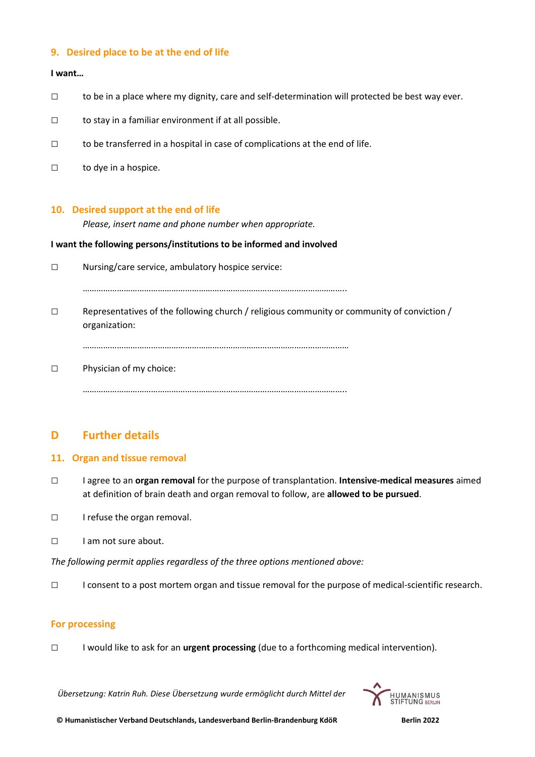## 9. Desired place to be at the end of life

**I want…**

☐ to be in a place where my dignity, care and self-determination will protected be best way ever.

☐ to stay in a familiar environment if at all possible.

☐ to be transferred in a hospital in case of complications at the end of life.

☐ to dye in a hospice.

## 10. Desired support at the end of life

*Please, insert name and phone number when appropriate.*

**I want the following persons/institutions to be informed and involved**

☐ Nursing/care service, ambulatory hospice service:

…………………………………………………………………………………………………..

☐ Representatives of the following church / religious community or community of conviction / organization:

……………………………………………………………………………………………………

☐ Physician of my choice:

…………………………………………………………………………………………………..

# D Further details

## 11. Organ and tissue removal

☐ I agree to an **organ removal** for the purpose of transplantation. **Intensive-medical measures** aimed at definition of brain death and organ removal to follow, are **allowed to be pursued**.

☐ I refuse the organ removal.

☐ I am not sure about.

*The following permit applies regardless of the three options mentioned above:*

☐ I consent to a post mortem organ and tissue removal for the purpose of medical-scientific research.

## For processing

☐ I would like to ask for an **urgent processing** (due to a forthcoming medical intervention).

*Übersetzung: Katrin Ruh. Diese Übersetzung wurde ermöglicht durch Mittel der* HUMANISMUS STIFTUNG BERLIN

**© Humanistischer Verband Deutschlands, Landesverband Berlin-Brandenburg KdöR** **Berlin 2022**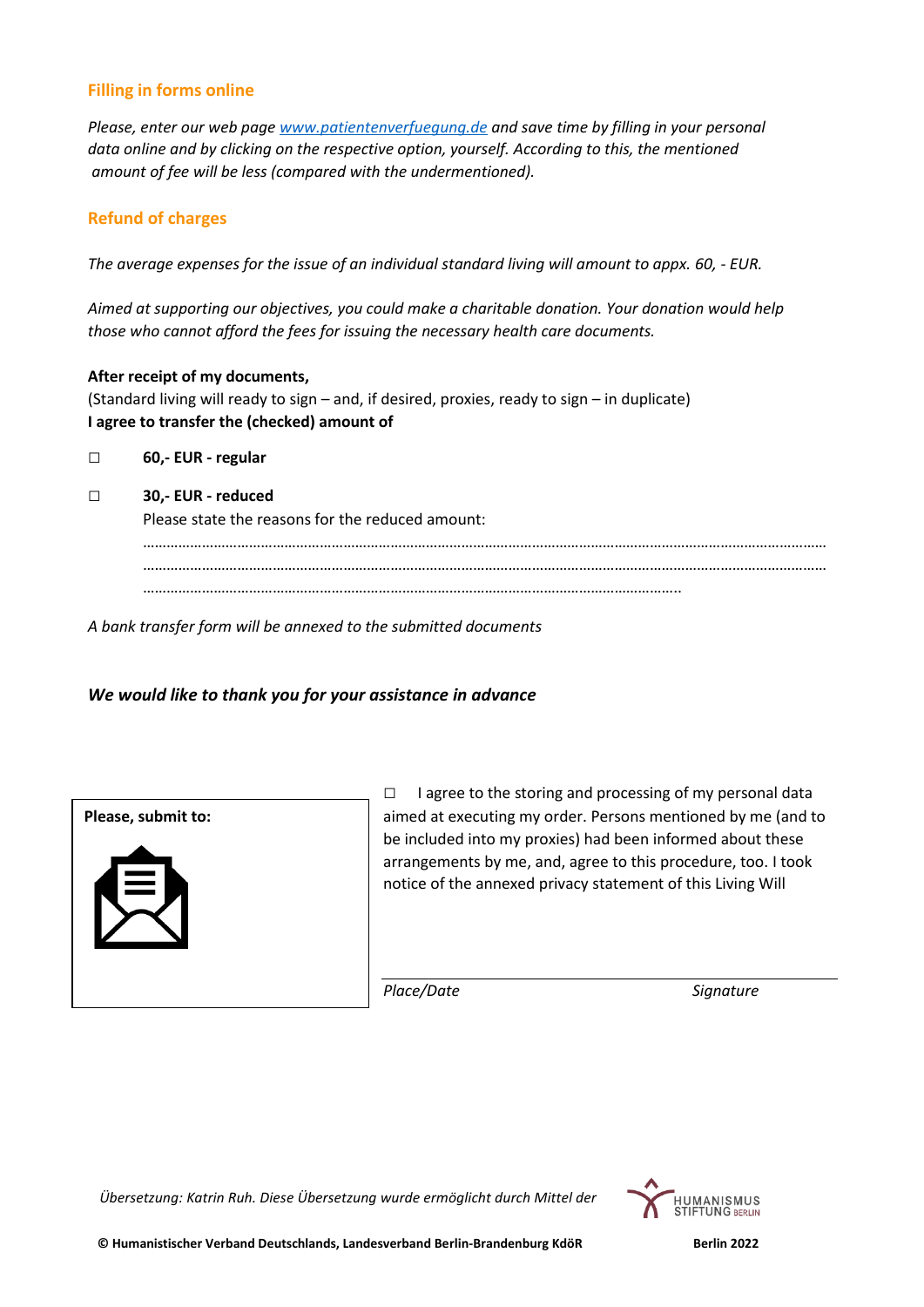## Filling in forms online

*Please, enter our web page [www.patientenverfuegung.de](http://www.patientenverfuegung.de) and save time by filling in your personal data online and by clicking on the respective option, yourself. According to this, the mentioned amount of fee will be less (compared with the undermentioned).*

## Refund of charges

*The average expenses for the issue of an individual standard living will amount to appx. 60, - EUR.*

*Aimed at supporting our objectives, you could make a charitable donation. Your donation would help those who cannot afford the fees for issuing the necessary health care documents.*

**After receipt of my documents,**
(Standard living will ready to sign – and, if desired, proxies, ready to sign – in duplicate)
**I agree to transfer the (checked) amount of**

☐ **60,- EUR - regular**

☐ **30,- EUR - reduced**
Please state the reasons for the reduced amount:
…………………………………………………………………………………………………………………………………………………
…………………………………………………………………………………………………………………………………………………
……………………………………………………………………………………………………………..

*A bank transfer form will be annexed to the submitted documents*

***We would like to thank you for your assistance in advance***

**Please, submit to:**

☐ I agree to the storing and processing of my personal data aimed at executing my order. Persons mentioned by me (and to be included into my proxies) had been informed about these arrangements by me, and, agree to this procedure, too. I took notice of the annexed privacy statement of this Living Will

*Place/Date* *Signature*

*Übersetzung: Katrin Ruh. Diese Übersetzung wurde ermöglicht durch Mittel der* HUMANISMUS STIFTUNG BERLIN

**© Humanistischer Verband Deutschlands, Landesverband Berlin-Brandenburg KdöR** **Berlin 2022**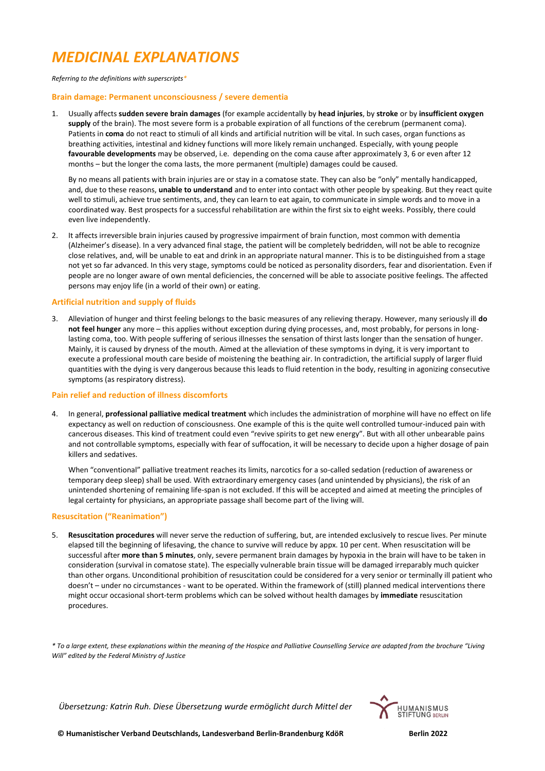# *MEDICINAL EXPLANATIONS*

*Referring to the definitions with superscripts\**

### Brain damage: Permanent unconsciousness / severe dementia

1. Usually affects **sudden severe brain damages** (for example accidentally by **head injuries**, by **stroke** or by **insufficient oxygen supply** of the brain). The most severe form is a probable expiration of all functions of the cerebrum (permanent coma). Patients in **coma** do not react to stimuli of all kinds and artificial nutrition will be vital. In such cases, organ functions as breathing activities, intestinal and kidney functions will more likely remain unchanged. Especially, with young people **favourable developments** may be observed, i.e. depending on the coma cause after approximately 3, 6 or even after 12 months – but the longer the coma lasts, the more permanent (multiple) damages could be caused.

   By no means all patients with brain injuries are or stay in a comatose state. They can also be "only" mentally handicapped, and, due to these reasons, **unable to understand** and to enter into contact with other people by speaking. But they react quite well to stimuli, achieve true sentiments, and, they can learn to eat again, to communicate in simple words and to move in a coordinated way. Best prospects for a successful rehabilitation are within the first six to eight weeks. Possibly, there could even live independently.

2. It affects irreversible brain injuries caused by progressive impairment of brain function, most common with dementia (Alzheimer's disease). In a very advanced final stage, the patient will be completely bedridden, will not be able to recognize close relatives, and, will be unable to eat and drink in an appropriate natural manner. This is to be distinguished from a stage not yet so far advanced. In this very stage, symptoms could be noticed as personality disorders, fear and disorientation. Even if people are no longer aware of own mental deficiencies, the concerned will be able to associate positive feelings. The affected persons may enjoy life (in a world of their own) or eating.

### Artificial nutrition and supply of fluids

3. Alleviation of hunger and thirst feeling belongs to the basic measures of any relieving therapy. However, many seriously ill **do not feel hunger** any more – this applies without exception during dying processes, and, most probably, for persons in long-lasting coma, too. With people suffering of serious illnesses the sensation of thirst lasts longer than the sensation of hunger. Mainly, it is caused by dryness of the mouth. Aimed at the alleviation of these symptoms in dying, it is very important to execute a professional mouth care beside of moistening the beathing air. In contradiction, the artificial supply of larger fluid quantities with the dying is very dangerous because this leads to fluid retention in the body, resulting in agonizing consecutive symptoms (as respiratory distress).

### Pain relief and reduction of illness discomforts

4. In general, **professional palliative medical treatment** which includes the administration of morphine will have no effect on life expectancy as well on reduction of consciousness. One example of this is the quite well controlled tumour-induced pain with cancerous diseases. This kind of treatment could even "revive spirits to get new energy". But with all other unbearable pains and not controllable symptoms, especially with fear of suffocation, it will be necessary to decide upon a higher dosage of pain killers and sedatives.

   When "conventional" palliative treatment reaches its limits, narcotics for a so-called sedation (reduction of awareness or temporary deep sleep) shall be used. With extraordinary emergency cases (and unintended by physicians), the risk of an unintended shortening of remaining life-span is not excluded. If this will be accepted and aimed at meeting the principles of legal certainty for physicians, an appropriate passage shall become part of the living will.

### Resuscitation ("Reanimation")

5. **Resuscitation procedures** will never serve the reduction of suffering, but, are intended exclusively to rescue lives. Per minute elapsed till the beginning of lifesaving, the chance to survive will reduce by appx. 10 per cent. When resuscitation will be successful after **more than 5 minutes**, only, severe permanent brain damages by hypoxia in the brain will have to be taken in consideration (survival in comatose state). The especially vulnerable brain tissue will be damaged irreparably much quicker than other organs. Unconditional prohibition of resuscitation could be considered for a very senior or terminally ill patient who doesn't – under no circumstances - want to be operated. Within the framework of (still) planned medical interventions there might occur occasional short-term problems which can be solved without health damages by **immediate** resuscitation procedures.

*\* To a large extent, these explanations within the meaning of the Hospice and Palliative Counselling Service are adapted from the brochure "Living Will" edited by the Federal Ministry of Justice*

*Übersetzung: Katrin Ruh. Diese Übersetzung wurde ermöglicht durch Mittel der* HUMANISMUS STIFTUNG BERLIN

**© Humanistischer Verband Deutschlands, Landesverband Berlin-Brandenburg KdöR** **Berlin 2022**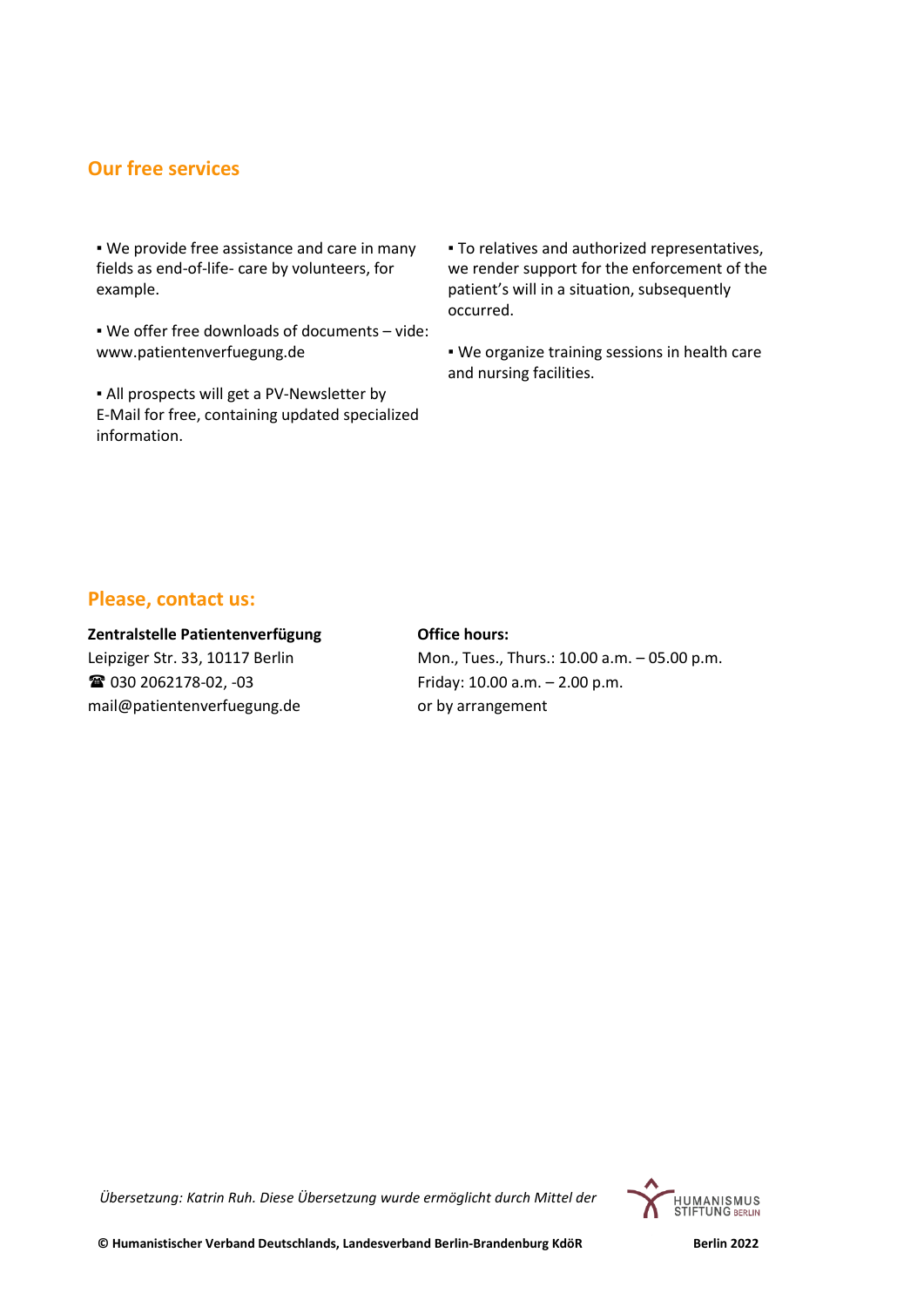## Our free services

- We provide free assistance and care in many fields as end-of-life- care by volunteers, for example.
- We offer free downloads of documents – vide: www.patientenverfuegung.de
- All prospects will get a PV-Newsletter by E-Mail for free, containing updated specialized information.
- To relatives and authorized representatives, we render support for the enforcement of the patient's will in a situation, subsequently occurred.
- We organize training sessions in health care and nursing facilities.

## Please, contact us:

**Zentralstelle Patientenverfügung**
Leipziger Str. 33, 10117 Berlin
☎ 030 2062178-02, -03
mail@patientenverfuegung.de

**Office hours:**
Mon., Tues., Thurs.: 10.00 a.m. – 05.00 p.m.
Friday: 10.00 a.m. – 2.00 p.m.
or by arrangement

*Übersetzung: Katrin Ruh. Diese Übersetzung wurde ermöglicht durch Mittel der* HUMANISMUS STIFTUNG BERLIN

**© Humanistischer Verband Deutschlands, Landesverband Berlin-Brandenburg KdöR** **Berlin 2022**